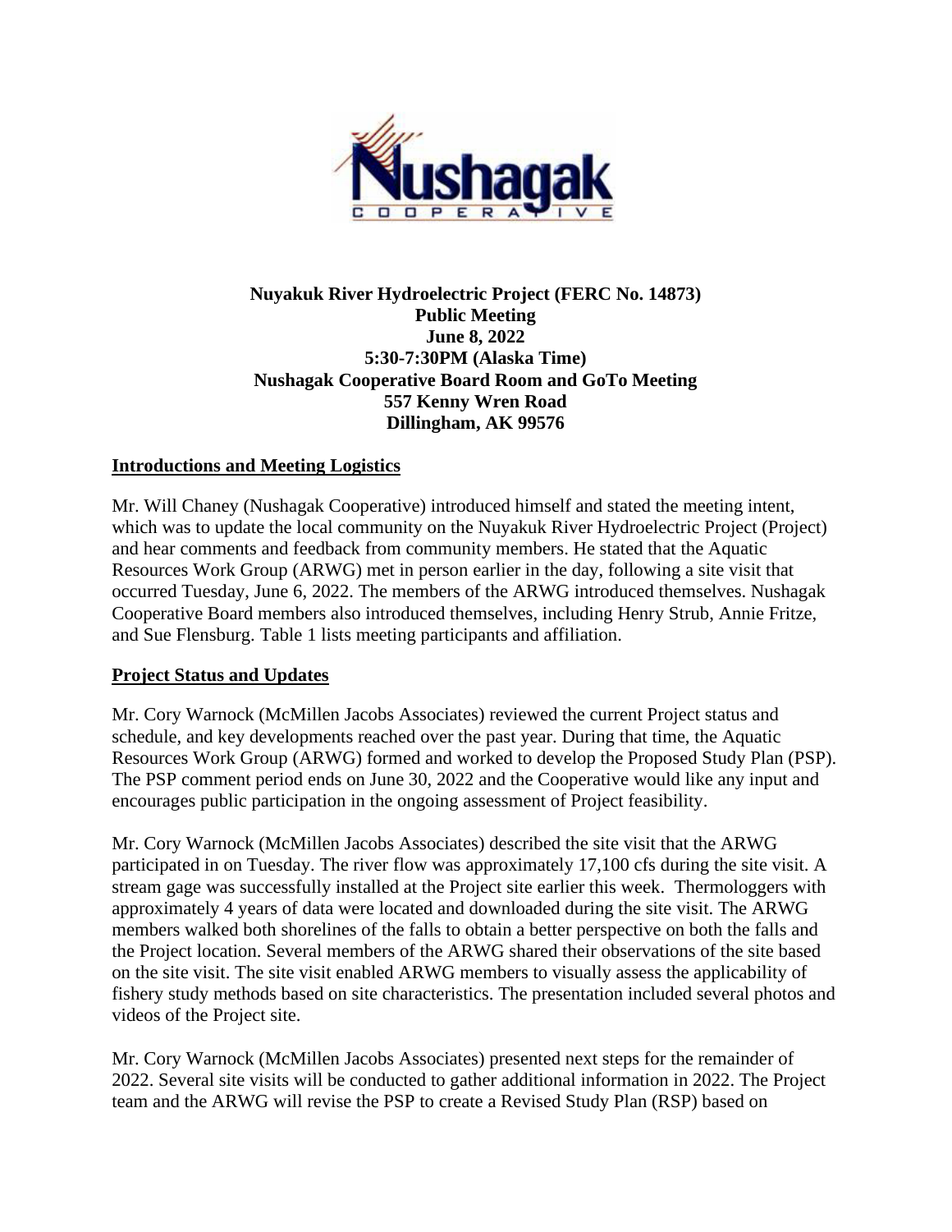**Nuyakuk River Hydroelectric Project (FERC No. 14873)**
**Public Meeting**
**June 8, 2022**
**5:30-7:30PM (Alaska Time)**
**Nushagak Cooperative Board Room and GoTo Meeting**
**557 Kenny Wren Road**
**Dillingham, AK 99576**

## Introductions and Meeting Logistics

Mr. Will Chaney (Nushagak Cooperative) introduced himself and stated the meeting intent, which was to update the local community on the Nuyakuk River Hydroelectric Project (Project) and hear comments and feedback from community members. He stated that the Aquatic Resources Work Group (ARWG) met in person earlier in the day, following a site visit that occurred Tuesday, June 6, 2022. The members of the ARWG introduced themselves. Nushagak Cooperative Board members also introduced themselves, including Henry Strub, Annie Fritze, and Sue Flensburg. Table 1 lists meeting participants and affiliation.

## Project Status and Updates

Mr. Cory Warnock (McMillen Jacobs Associates) reviewed the current Project status and schedule, and key developments reached over the past year. During that time, the Aquatic Resources Work Group (ARWG) formed and worked to develop the Proposed Study Plan (PSP). The PSP comment period ends on June 30, 2022 and the Cooperative would like any input and encourages public participation in the ongoing assessment of Project feasibility.

Mr. Cory Warnock (McMillen Jacobs Associates) described the site visit that the ARWG participated in on Tuesday. The river flow was approximately 17,100 cfs during the site visit. A stream gage was successfully installed at the Project site earlier this week. Thermologgers with approximately 4 years of data were located and downloaded during the site visit. The ARWG members walked both shorelines of the falls to obtain a better perspective on both the falls and the Project location. Several members of the ARWG shared their observations of the site based on the site visit. The site visit enabled ARWG members to visually assess the applicability of fishery study methods based on site characteristics. The presentation included several photos and videos of the Project site.

Mr. Cory Warnock (McMillen Jacobs Associates) presented next steps for the remainder of 2022. Several site visits will be conducted to gather additional information in 2022. The Project team and the ARWG will revise the PSP to create a Revised Study Plan (RSP) based on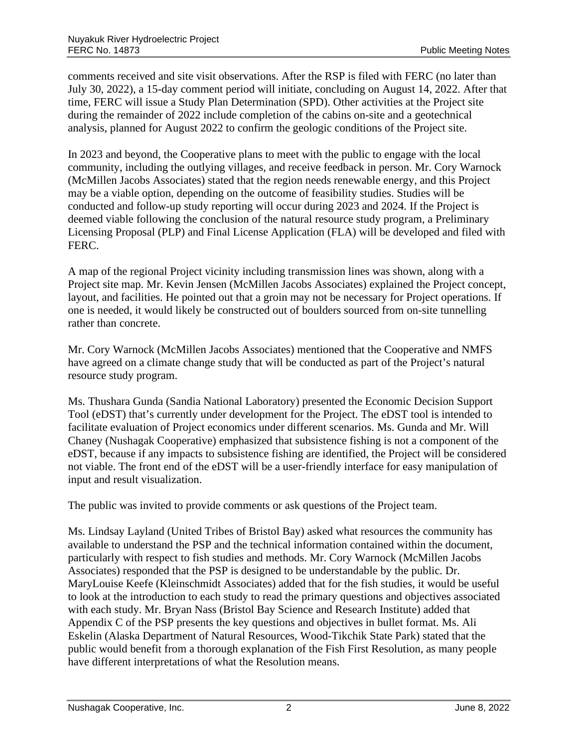comments received and site visit observations. After the RSP is filed with FERC (no later than July 30, 2022), a 15-day comment period will initiate, concluding on August 14, 2022. After that time, FERC will issue a Study Plan Determination (SPD). Other activities at the Project site during the remainder of 2022 include completion of the cabins on-site and a geotechnical analysis, planned for August 2022 to confirm the geologic conditions of the Project site.

In 2023 and beyond, the Cooperative plans to meet with the public to engage with the local community, including the outlying villages, and receive feedback in person. Mr. Cory Warnock (McMillen Jacobs Associates) stated that the region needs renewable energy, and this Project may be a viable option, depending on the outcome of feasibility studies. Studies will be conducted and follow-up study reporting will occur during 2023 and 2024. If the Project is deemed viable following the conclusion of the natural resource study program, a Preliminary Licensing Proposal (PLP) and Final License Application (FLA) will be developed and filed with FERC.

A map of the regional Project vicinity including transmission lines was shown, along with a Project site map. Mr. Kevin Jensen (McMillen Jacobs Associates) explained the Project concept, layout, and facilities. He pointed out that a groin may not be necessary for Project operations. If one is needed, it would likely be constructed out of boulders sourced from on-site tunnelling rather than concrete.

Mr. Cory Warnock (McMillen Jacobs Associates) mentioned that the Cooperative and NMFS have agreed on a climate change study that will be conducted as part of the Project's natural resource study program.

Ms. Thushara Gunda (Sandia National Laboratory) presented the Economic Decision Support Tool (eDST) that's currently under development for the Project. The eDST tool is intended to facilitate evaluation of Project economics under different scenarios. Ms. Gunda and Mr. Will Chaney (Nushagak Cooperative) emphasized that subsistence fishing is not a component of the eDST, because if any impacts to subsistence fishing are identified, the Project will be considered not viable. The front end of the eDST will be a user-friendly interface for easy manipulation of input and result visualization.

The public was invited to provide comments or ask questions of the Project team.

Ms. Lindsay Layland (United Tribes of Bristol Bay) asked what resources the community has available to understand the PSP and the technical information contained within the document, particularly with respect to fish studies and methods. Mr. Cory Warnock (McMillen Jacobs Associates) responded that the PSP is designed to be understandable by the public. Dr. MaryLouise Keefe (Kleinschmidt Associates) added that for the fish studies, it would be useful to look at the introduction to each study to read the primary questions and objectives associated with each study. Mr. Bryan Nass (Bristol Bay Science and Research Institute) added that Appendix C of the PSP presents the key questions and objectives in bullet format. Ms. Ali Eskelin (Alaska Department of Natural Resources, Wood-Tikchik State Park) stated that the public would benefit from a thorough explanation of the Fish First Resolution, as many people have different interpretations of what the Resolution means.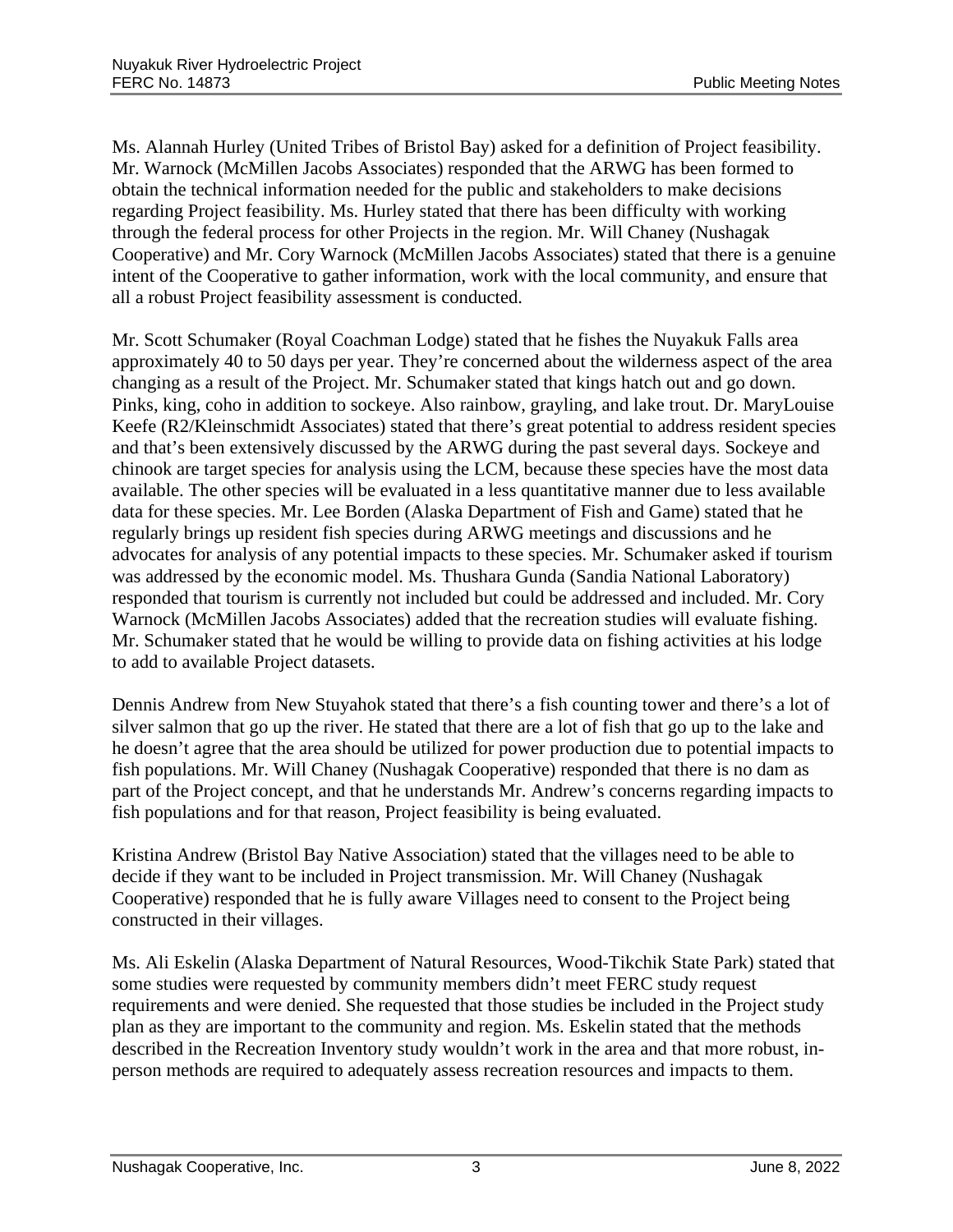Ms. Alannah Hurley (United Tribes of Bristol Bay) asked for a definition of Project feasibility. Mr. Warnock (McMillen Jacobs Associates) responded that the ARWG has been formed to obtain the technical information needed for the public and stakeholders to make decisions regarding Project feasibility. Ms. Hurley stated that there has been difficulty with working through the federal process for other Projects in the region. Mr. Will Chaney (Nushagak Cooperative) and Mr. Cory Warnock (McMillen Jacobs Associates) stated that there is a genuine intent of the Cooperative to gather information, work with the local community, and ensure that all a robust Project feasibility assessment is conducted.

Mr. Scott Schumaker (Royal Coachman Lodge) stated that he fishes the Nuyakuk Falls area approximately 40 to 50 days per year. They're concerned about the wilderness aspect of the area changing as a result of the Project. Mr. Schumaker stated that kings hatch out and go down. Pinks, king, coho in addition to sockeye. Also rainbow, grayling, and lake trout. Dr. MaryLouise Keefe (R2/Kleinschmidt Associates) stated that there's great potential to address resident species and that's been extensively discussed by the ARWG during the past several days. Sockeye and chinook are target species for analysis using the LCM, because these species have the most data available. The other species will be evaluated in a less quantitative manner due to less available data for these species. Mr. Lee Borden (Alaska Department of Fish and Game) stated that he regularly brings up resident fish species during ARWG meetings and discussions and he advocates for analysis of any potential impacts to these species. Mr. Schumaker asked if tourism was addressed by the economic model. Ms. Thushara Gunda (Sandia National Laboratory) responded that tourism is currently not included but could be addressed and included. Mr. Cory Warnock (McMillen Jacobs Associates) added that the recreation studies will evaluate fishing. Mr. Schumaker stated that he would be willing to provide data on fishing activities at his lodge to add to available Project datasets.

Dennis Andrew from New Stuyahok stated that there's a fish counting tower and there's a lot of silver salmon that go up the river. He stated that there are a lot of fish that go up to the lake and he doesn't agree that the area should be utilized for power production due to potential impacts to fish populations. Mr. Will Chaney (Nushagak Cooperative) responded that there is no dam as part of the Project concept, and that he understands Mr. Andrew's concerns regarding impacts to fish populations and for that reason, Project feasibility is being evaluated.

Kristina Andrew (Bristol Bay Native Association) stated that the villages need to be able to decide if they want to be included in Project transmission. Mr. Will Chaney (Nushagak Cooperative) responded that he is fully aware Villages need to consent to the Project being constructed in their villages.

Ms. Ali Eskelin (Alaska Department of Natural Resources, Wood-Tikchik State Park) stated that some studies were requested by community members didn't meet FERC study request requirements and were denied. She requested that those studies be included in the Project study plan as they are important to the community and region. Ms. Eskelin stated that the methods described in the Recreation Inventory study wouldn't work in the area and that more robust, in-person methods are required to adequately assess recreation resources and impacts to them.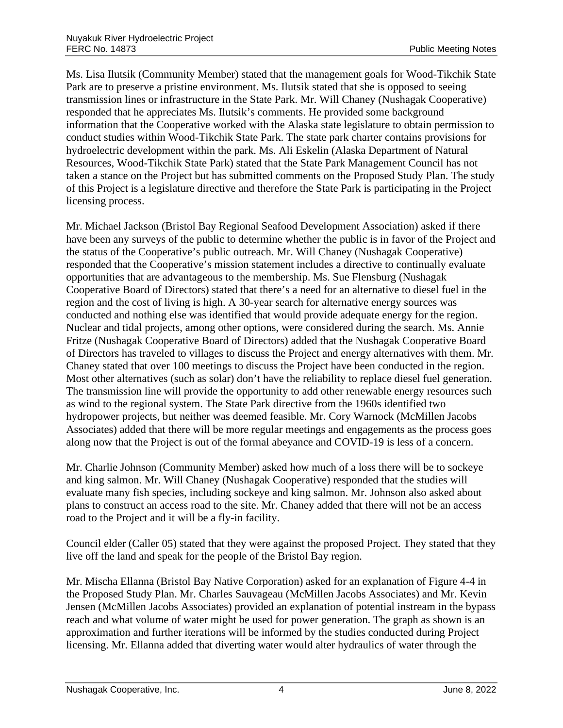Ms. Lisa Ilutsik (Community Member) stated that the management goals for Wood-Tikchik State Park are to preserve a pristine environment. Ms. Ilutsik stated that she is opposed to seeing transmission lines or infrastructure in the State Park. Mr. Will Chaney (Nushagak Cooperative) responded that he appreciates Ms. Ilutsik's comments. He provided some background information that the Cooperative worked with the Alaska state legislature to obtain permission to conduct studies within Wood-Tikchik State Park. The state park charter contains provisions for hydroelectric development within the park. Ms. Ali Eskelin (Alaska Department of Natural Resources, Wood-Tikchik State Park) stated that the State Park Management Council has not taken a stance on the Project but has submitted comments on the Proposed Study Plan. The study of this Project is a legislature directive and therefore the State Park is participating in the Project licensing process.

Mr. Michael Jackson (Bristol Bay Regional Seafood Development Association) asked if there have been any surveys of the public to determine whether the public is in favor of the Project and the status of the Cooperative's public outreach. Mr. Will Chaney (Nushagak Cooperative) responded that the Cooperative's mission statement includes a directive to continually evaluate opportunities that are advantageous to the membership. Ms. Sue Flensburg (Nushagak Cooperative Board of Directors) stated that there's a need for an alternative to diesel fuel in the region and the cost of living is high. A 30-year search for alternative energy sources was conducted and nothing else was identified that would provide adequate energy for the region. Nuclear and tidal projects, among other options, were considered during the search. Ms. Annie Fritze (Nushagak Cooperative Board of Directors) added that the Nushagak Cooperative Board of Directors has traveled to villages to discuss the Project and energy alternatives with them. Mr. Chaney stated that over 100 meetings to discuss the Project have been conducted in the region. Most other alternatives (such as solar) don't have the reliability to replace diesel fuel generation. The transmission line will provide the opportunity to add other renewable energy resources such as wind to the regional system. The State Park directive from the 1960s identified two hydropower projects, but neither was deemed feasible. Mr. Cory Warnock (McMillen Jacobs Associates) added that there will be more regular meetings and engagements as the process goes along now that the Project is out of the formal abeyance and COVID-19 is less of a concern.

Mr. Charlie Johnson (Community Member) asked how much of a loss there will be to sockeye and king salmon. Mr. Will Chaney (Nushagak Cooperative) responded that the studies will evaluate many fish species, including sockeye and king salmon. Mr. Johnson also asked about plans to construct an access road to the site. Mr. Chaney added that there will not be an access road to the Project and it will be a fly-in facility.

Council elder (Caller 05) stated that they were against the proposed Project. They stated that they live off the land and speak for the people of the Bristol Bay region.

Mr. Mischa Ellanna (Bristol Bay Native Corporation) asked for an explanation of Figure 4-4 in the Proposed Study Plan. Mr. Charles Sauvageau (McMillen Jacobs Associates) and Mr. Kevin Jensen (McMillen Jacobs Associates) provided an explanation of potential instream in the bypass reach and what volume of water might be used for power generation. The graph as shown is an approximation and further iterations will be informed by the studies conducted during Project licensing. Mr. Ellanna added that diverting water would alter hydraulics of water through the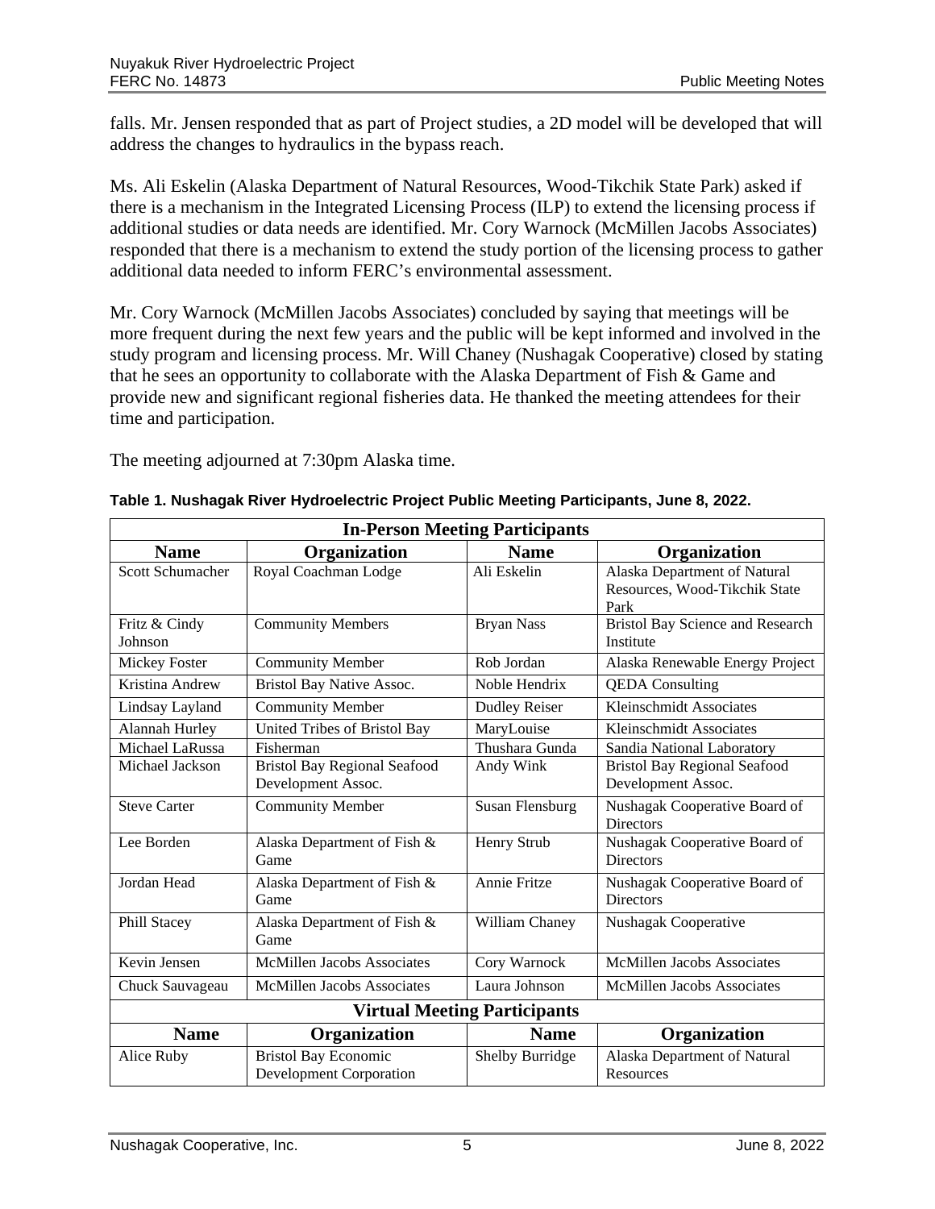falls. Mr. Jensen responded that as part of Project studies, a 2D model will be developed that will address the changes to hydraulics in the bypass reach.

Ms. Ali Eskelin (Alaska Department of Natural Resources, Wood-Tikchik State Park) asked if there is a mechanism in the Integrated Licensing Process (ILP) to extend the licensing process if additional studies or data needs are identified. Mr. Cory Warnock (McMillen Jacobs Associates) responded that there is a mechanism to extend the study portion of the licensing process to gather additional data needed to inform FERC's environmental assessment.

Mr. Cory Warnock (McMillen Jacobs Associates) concluded by saying that meetings will be more frequent during the next few years and the public will be kept informed and involved in the study program and licensing process. Mr. Will Chaney (Nushagak Cooperative) closed by stating that he sees an opportunity to collaborate with the Alaska Department of Fish & Game and provide new and significant regional fisheries data. He thanked the meeting attendees for their time and participation.

The meeting adjourned at 7:30pm Alaska time.

**Table 1. Nushagak River Hydroelectric Project Public Meeting Participants, June 8, 2022.**

| In-Person Meeting Participants | | | |
|---|---|---|---|
| **Name** | **Organization** | **Name** | **Organization** |
| Scott Schumacher | Royal Coachman Lodge | Ali Eskelin | Alaska Department of Natural Resources, Wood-Tikchik State Park |
| Fritz & Cindy Johnson | Community Members | Bryan Nass | Bristol Bay Science and Research Institute |
| Mickey Foster | Community Member | Rob Jordan | Alaska Renewable Energy Project |
| Kristina Andrew | Bristol Bay Native Assoc. | Noble Hendrix | QEDA Consulting |
| Lindsay Layland | Community Member | Dudley Reiser | Kleinschmidt Associates |
| Alannah Hurley | United Tribes of Bristol Bay | MaryLouise | Kleinschmidt Associates |
| Michael LaRussa | Fisherman | Thushara Gunda | Sandia National Laboratory |
| Michael Jackson | Bristol Bay Regional Seafood Development Assoc. | Andy Wink | Bristol Bay Regional Seafood Development Assoc. |
| Steve Carter | Community Member | Susan Flensburg | Nushagak Cooperative Board of Directors |
| Lee Borden | Alaska Department of Fish & Game | Henry Strub | Nushagak Cooperative Board of Directors |
| Jordan Head | Alaska Department of Fish & Game | Annie Fritze | Nushagak Cooperative Board of Directors |
| Phill Stacey | Alaska Department of Fish & Game | William Chaney | Nushagak Cooperative |
| Kevin Jensen | McMillen Jacobs Associates | Cory Warnock | McMillen Jacobs Associates |
| Chuck Sauvageau | McMillen Jacobs Associates | Laura Johnson | McMillen Jacobs Associates |
| **Virtual Meeting Participants** | | | |
| **Name** | **Organization** | **Name** | **Organization** |
| Alice Ruby | Bristol Bay Economic Development Corporation | Shelby Burridge | Alaska Department of Natural Resources |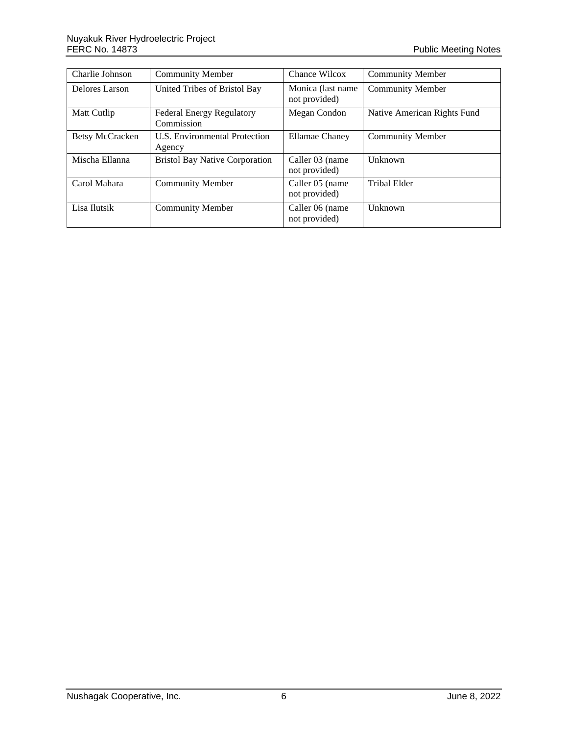| | | | |
|---|---|---|---|
| Charlie Johnson | Community Member | Chance Wilcox | Community Member |
| Delores Larson | United Tribes of Bristol Bay | Monica (last name not provided) | Community Member |
| Matt Cutlip | Federal Energy Regulatory Commission | Megan Condon | Native American Rights Fund |
| Betsy McCracken | U.S. Environmental Protection Agency | Ellamae Chaney | Community Member |
| Mischa Ellanna | Bristol Bay Native Corporation | Caller 03 (name not provided) | Unknown |
| Carol Mahara | Community Member | Caller 05 (name not provided) | Tribal Elder |
| Lisa Ilutsik | Community Member | Caller 06 (name not provided) | Unknown |